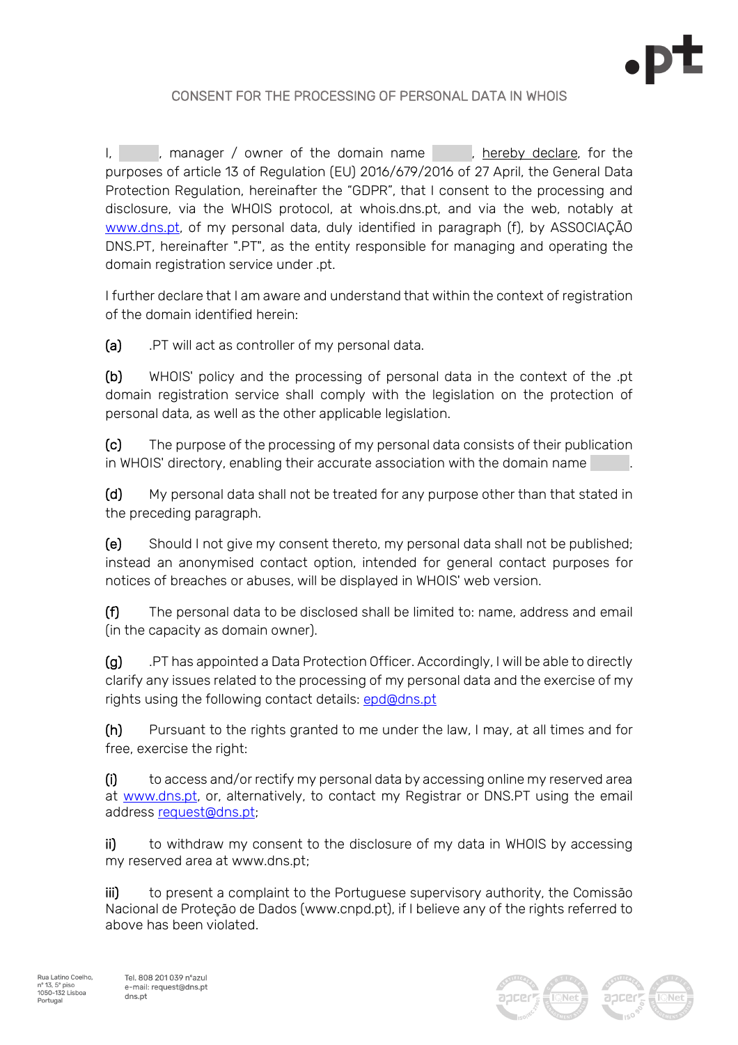# CONSENT FOR THE PROCESSING OF PERSONAL DATA IN WHOIS

I, ______, manager / owner of the domain name ______, hereby declare, for the purposes of article 13 of Regulation (EU) 2016/679/2016 of 27 April, the General Data Protection Regulation, hereinafter the "GDPR", that I consent to the processing and disclosure, via the WHOIS protocol, at whois.dns.pt, and via the web, notably at www.dns.pt, of my personal data, duly identified in paragraph (f), by ASSOCIAÇÃO DNS.PT, hereinafter ".PT", as the entity responsible for managing and operating the domain registration service under .pt.

I further declare that I am aware and understand that within the context of registration of the domain identified herein:

**(a)** .PT will act as controller of my personal data.

**(b)** WHOIS' policy and the processing of personal data in the context of the .pt domain registration service shall comply with the legislation on the protection of personal data, as well as the other applicable legislation.

**(c)** The purpose of the processing of my personal data consists of their publication in WHOIS' directory, enabling their accurate association with the domain name ______.

**(d)** My personal data shall not be treated for any purpose other than that stated in the preceding paragraph.

**(e)** Should I not give my consent thereto, my personal data shall not be published; instead an anonymised contact option, intended for general contact purposes for notices of breaches or abuses, will be displayed in WHOIS' web version.

**(f)** The personal data to be disclosed shall be limited to: name, address and email (in the capacity as domain owner).

**(g)** .PT has appointed a Data Protection Officer. Accordingly, I will be able to directly clarify any issues related to the processing of my personal data and the exercise of my rights using the following contact details: epd@dns.pt

**(h)** Pursuant to the rights granted to me under the law, I may, at all times and for free, exercise the right:

**(i)** to access and/or rectify my personal data by accessing online my reserved area at www.dns.pt, or, alternatively, to contact my Registrar or DNS.PT using the email address request@dns.pt;

**ii)** to withdraw my consent to the disclosure of my data in WHOIS by accessing my reserved area at www.dns.pt;

**iii)** to present a complaint to the Portuguese supervisory authority, the Comissão Nacional de Proteção de Dados (www.cnpd.pt), if I believe any of the rights referred to above has been violated.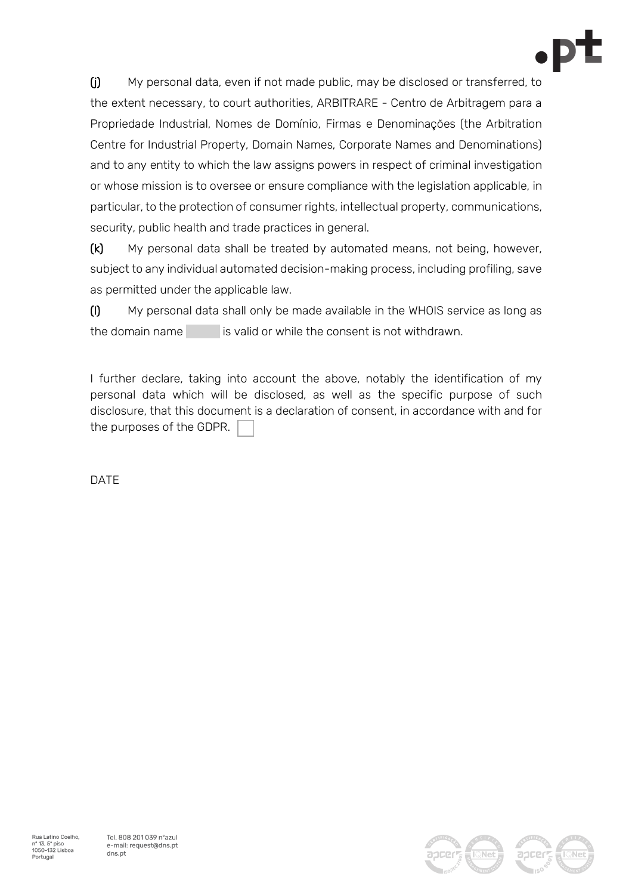**(j)** My personal data, even if not made public, may be disclosed or transferred, to the extent necessary, to court authorities, ARBITRARE - Centro de Arbitragem para a Propriedade Industrial, Nomes de Domínio, Firmas e Denominações (the Arbitration Centre for Industrial Property, Domain Names, Corporate Names and Denominations) and to any entity to which the law assigns powers in respect of criminal investigation or whose mission is to oversee or ensure compliance with the legislation applicable, in particular, to the protection of consumer rights, intellectual property, communications, security, public health and trade practices in general.

**(k)** My personal data shall be treated by automated means, not being, however, subject to any individual automated decision-making process, including profiling, save as permitted under the applicable law.

**(l)** My personal data shall only be made available in the WHOIS service as long as the domain name ______ is valid or while the consent is not withdrawn.

I further declare, taking into account the above, notably the identification of my personal data which will be disclosed, as well as the specific purpose of such disclosure, that this document is a declaration of consent, in accordance with and for the purposes of the GDPR. ☐

DATE

Rua Latino Coelho,
nº 13, 5º piso
1050-132 Lisboa
Portugal

Tel. 808 201 039 nºazul
e-mail: request@dns.pt
dns.pt